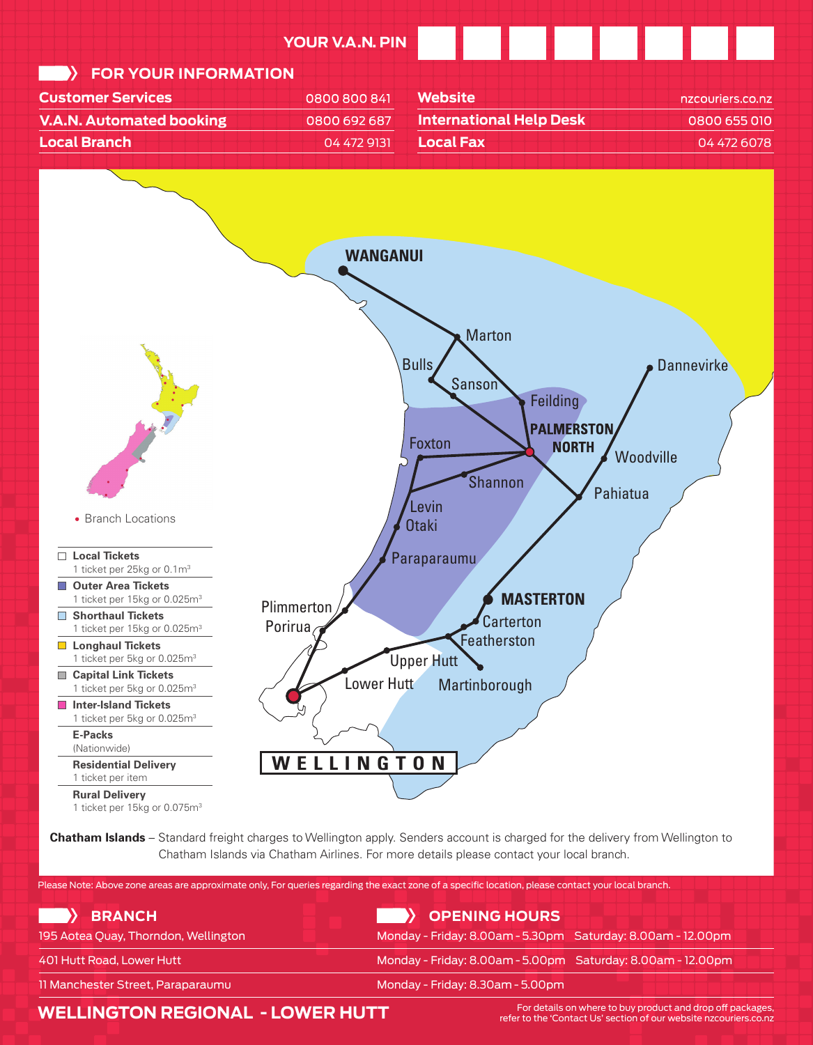YOUR V.A.N. PIN

## FOR YOUR INFORMATION

| | |
|---|---|
| **Customer Services** | 0800 800 841 |
| **V.A.N. Automated booking** | 0800 692 687 |
| **Local Branch** | 04 472 9131 |
| **Website** | nzcouriers.co.nz |
| **International Help Desk** | 0800 655 010 |
| **Local Fax** | 04 472 6078 |

WANGANUI
Marton
Bulls
Sanson
Feilding
Dannevirke
PALMERSTON NORTH
Woodville
Foxton
Shannon
Pahiatua
Levin
Otaki
Paraparaumu
Plimmerton
Porirua
MASTERTON
Carterton
Featherston
Upper Hutt
Lower Hutt
Martinborough
WELLINGTON

• Branch Locations

- **Local Tickets** – 1 ticket per 25kg or $0.1m^3$
- **Outer Area Tickets** – 1 ticket per 15kg or $0.025m^3$
- **Shorthaul Tickets** – 1 ticket per 15kg or $0.025m^3$
- **Longhaul Tickets** – 1 ticket per 5kg or $0.025m^3$
- **Capital Link Tickets** – 1 ticket per 5kg or $0.025m^3$
- **Inter-Island Tickets** – 1 ticket per 5kg or $0.025m^3$
- **E-Packs** – (Nationwide)
- **Residential Delivery** – 1 ticket per item
- **Rural Delivery** – 1 ticket per 15kg or $0.075m^3$

**Chatham Islands** – Standard freight charges to Wellington apply. Senders account is charged for the delivery from Wellington to Chatham Islands via Chatham Airlines. For more details please contact your local branch.

Please Note: Above zone areas are approximate only, For queries regarding the exact zone of a specific location, please contact your local branch.

| BRANCH | OPENING HOURS |
|---|---|
| 195 Aotea Quay, Thorndon, Wellington | Monday - Friday: 8.00am - 5.30pm Saturday: 8.00am - 12.00pm |
| 401 Hutt Road, Lower Hutt | Monday - Friday: 8.00am - 5.00pm Saturday: 8.00am - 12.00pm |
| 11 Manchester Street, Paraparaumu | Monday - Friday: 8.30am - 5.00pm |

## WELLINGTON REGIONAL - LOWER HUTT

For details on where to buy product and drop off packages, refer to the 'Contact Us' section of our website nzcouriers.co.nz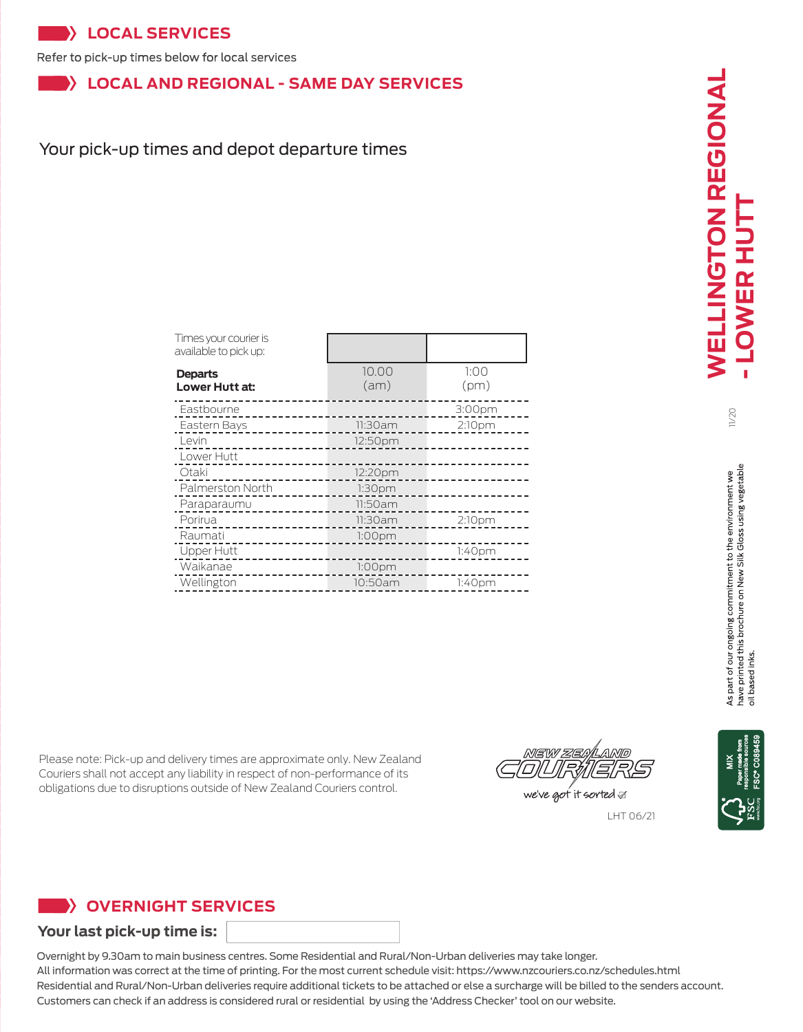## LOCAL SERVICES

Refer to pick-up times below for local services

## LOCAL AND REGIONAL - SAME DAY SERVICES

Your pick-up times and depot departure times

| Times your courier is available to pick up: | | |
|---|---|---|
| **Departs Lower Hutt at:** | 10.00 (am) | 1:00 (pm) |
| Eastbourne | | 3:00pm |
| Eastern Bays | 11:30am | 2:10pm |
| Levin | 12:50pm | |
| Lower Hutt | | |
| Otaki | 12:20pm | |
| Palmerston North | 1:30pm | |
| Paraparaumu | 11:50am | |
| Porirua | 11:30am | 2:10pm |
| Raumati | 1:00pm | |
| Upper Hutt | | 1:40pm |
| Waikanae | 1:00pm | |
| Wellington | 10:50am | 1:40pm |

Please note: Pick-up and delivery times are approximate only. New Zealand Couriers shall not accept any liability in respect of non-performance of its obligations due to disruptions outside of New Zealand Couriers control.

NEW ZEALAND COURIERS
we've got it sorted

LHT 06/21

# WELLINGTON REGIONAL - LOWER HUTT

11/20

As part of our ongoing commitment to the environment we have printed this brochure on New Silk Gloss using vegetable oil based inks.

MIX Paper made from responsible sources FSC® C089459

## OVERNIGHT SERVICES

**Your last pick-up time is:**

Overnight by 9.30am to main business centres. Some Residential and Rural/Non-Urban deliveries may take longer.
All information was correct at the time of printing. For the most current schedule visit: https://www.nzcouriers.co.nz/schedules.html
Residential and Rural/Non-Urban deliveries require additional tickets to be attached or else a surcharge will be billed to the senders account.
Customers can check if an address is considered rural or residential by using the 'Address Checker' tool on our website.